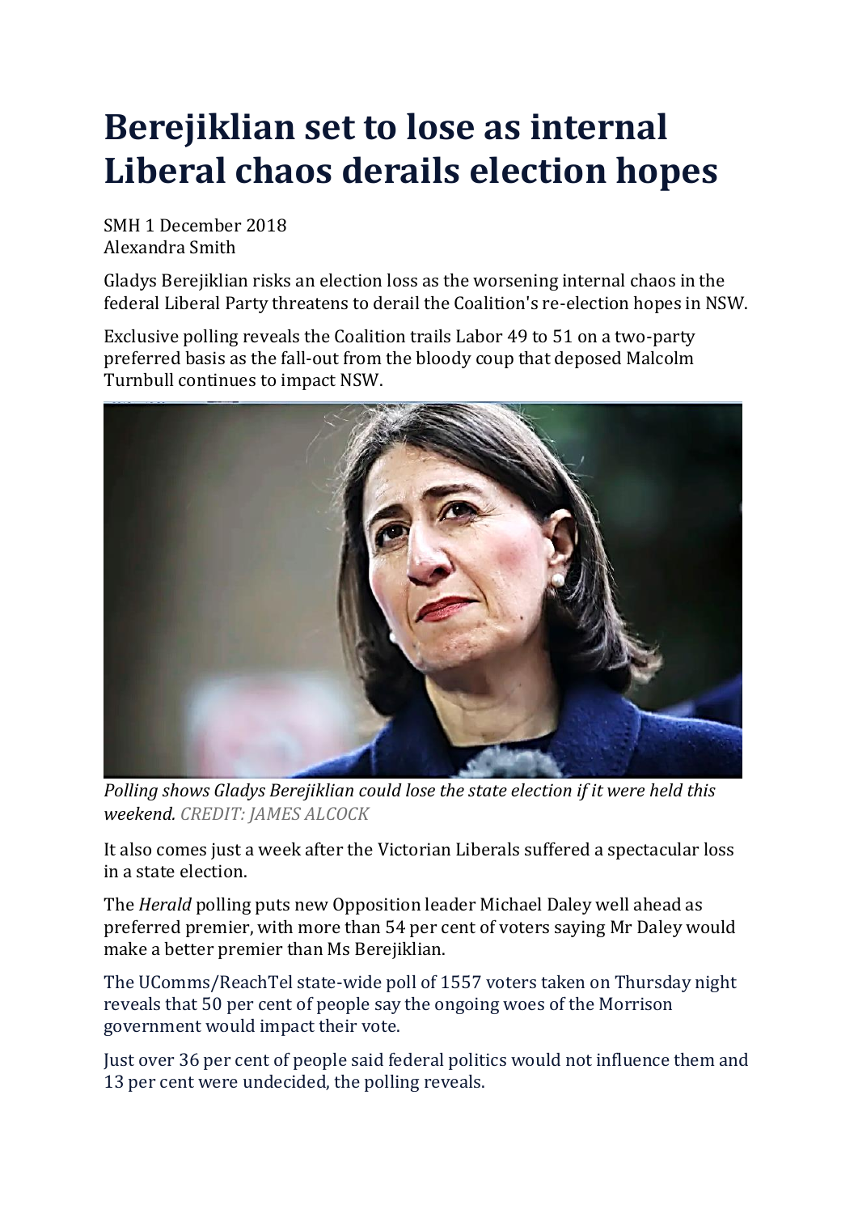# Berejiklian set to lose as internal Liberal chaos derails election hopes

SMH 1 December 2018
Alexandra Smith

Gladys Berejiklian risks an election loss as the worsening internal chaos in the federal Liberal Party threatens to derail the Coalition's re-election hopes in NSW.

Exclusive polling reveals the Coalition trails Labor 49 to 51 on a two-party preferred basis as the fall-out from the bloody coup that deposed Malcolm Turnbull continues to impact NSW.

*Polling shows Gladys Berejiklian could lose the state election if it were held this weekend.* CREDIT: JAMES ALCOCK

It also comes just a week after the Victorian Liberals suffered a spectacular loss in a state election.

The *Herald* polling puts new Opposition leader Michael Daley well ahead as preferred premier, with more than 54 per cent of voters saying Mr Daley would make a better premier than Ms Berejiklian.

The UComms/ReachTel state-wide poll of 1557 voters taken on Thursday night reveals that 50 per cent of people say the ongoing woes of the Morrison government would impact their vote.

Just over 36 per cent of people said federal politics would not influence them and 13 per cent were undecided, the polling reveals.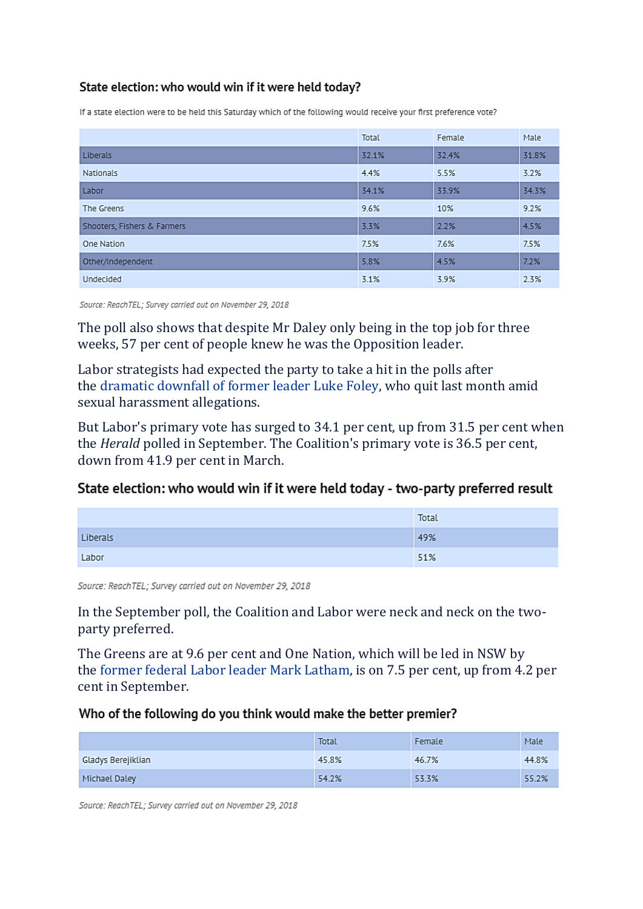### State election: who would win if it were held today?

If a state election were to be held this Saturday which of the following would receive your first preference vote?

| | Total | Female | Male |
|---|---|---|---|
| Liberals | 32.1% | 32.4% | 31.8% |
| Nationals | 4.4% | 5.5% | 3.2% |
| Labor | 34.1% | 33.9% | 34.3% |
| The Greens | 9.6% | 10% | 9.2% |
| Shooters, Fishers & Farmers | 3.3% | 2.2% | 4.5% |
| One Nation | 7.5% | 7.6% | 7.5% |
| Other/Independent | 5.8% | 4.5% | 7.2% |
| Undecided | 3.1% | 3.9% | 2.3% |

*Source: ReachTEL; Survey carried out on November 29, 2018*

The poll also shows that despite Mr Daley only being in the top job for three weeks, 57 per cent of people knew he was the Opposition leader.

Labor strategists had expected the party to take a hit in the polls after the dramatic downfall of former leader Luke Foley, who quit last month amid sexual harassment allegations.

But Labor's primary vote has surged to 34.1 per cent, up from 31.5 per cent when the *Herald* polled in September. The Coalition's primary vote is 36.5 per cent, down from 41.9 per cent in March.

### State election: who would win if it were held today - two-party preferred result

| | Total |
|---|---|
| Liberals | 49% |
| Labor | 51% |

*Source: ReachTEL; Survey carried out on November 29, 2018*

In the September poll, the Coalition and Labor were neck and neck on the two-party preferred.

The Greens are at 9.6 per cent and One Nation, which will be led in NSW by the former federal Labor leader Mark Latham, is on 7.5 per cent, up from 4.2 per cent in September.

### Who of the following do you think would make the better premier?

| | Total | Female | Male |
|---|---|---|---|
| Gladys Berejiklian | 45.8% | 46.7% | 44.8% |
| Michael Daley | 54.2% | 53.3% | 55.2% |

*Source: ReachTEL; Survey carried out on November 29, 2018*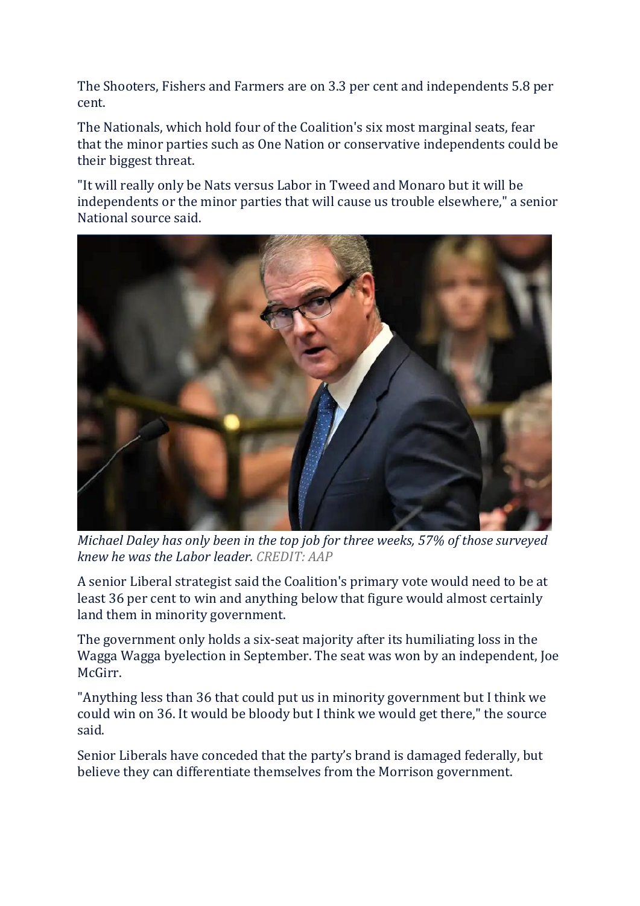The Shooters, Fishers and Farmers are on 3.3 per cent and independents 5.8 per cent.

The Nationals, which hold four of the Coalition's six most marginal seats, fear that the minor parties such as One Nation or conservative independents could be their biggest threat.

"It will really only be Nats versus Labor in Tweed and Monaro but it will be independents or the minor parties that will cause us trouble elsewhere," a senior National source said.

*Michael Daley has only been in the top job for three weeks, 57% of those surveyed knew he was the Labor leader.* CREDIT: AAP

A senior Liberal strategist said the Coalition's primary vote would need to be at least 36 per cent to win and anything below that figure would almost certainly land them in minority government.

The government only holds a six-seat majority after its humiliating loss in the Wagga Wagga byelection in September. The seat was won by an independent, Joe McGirr.

"Anything less than 36 that could put us in minority government but I think we could win on 36. It would be bloody but I think we would get there," the source said.

Senior Liberals have conceded that the party's brand is damaged federally, but believe they can differentiate themselves from the Morrison government.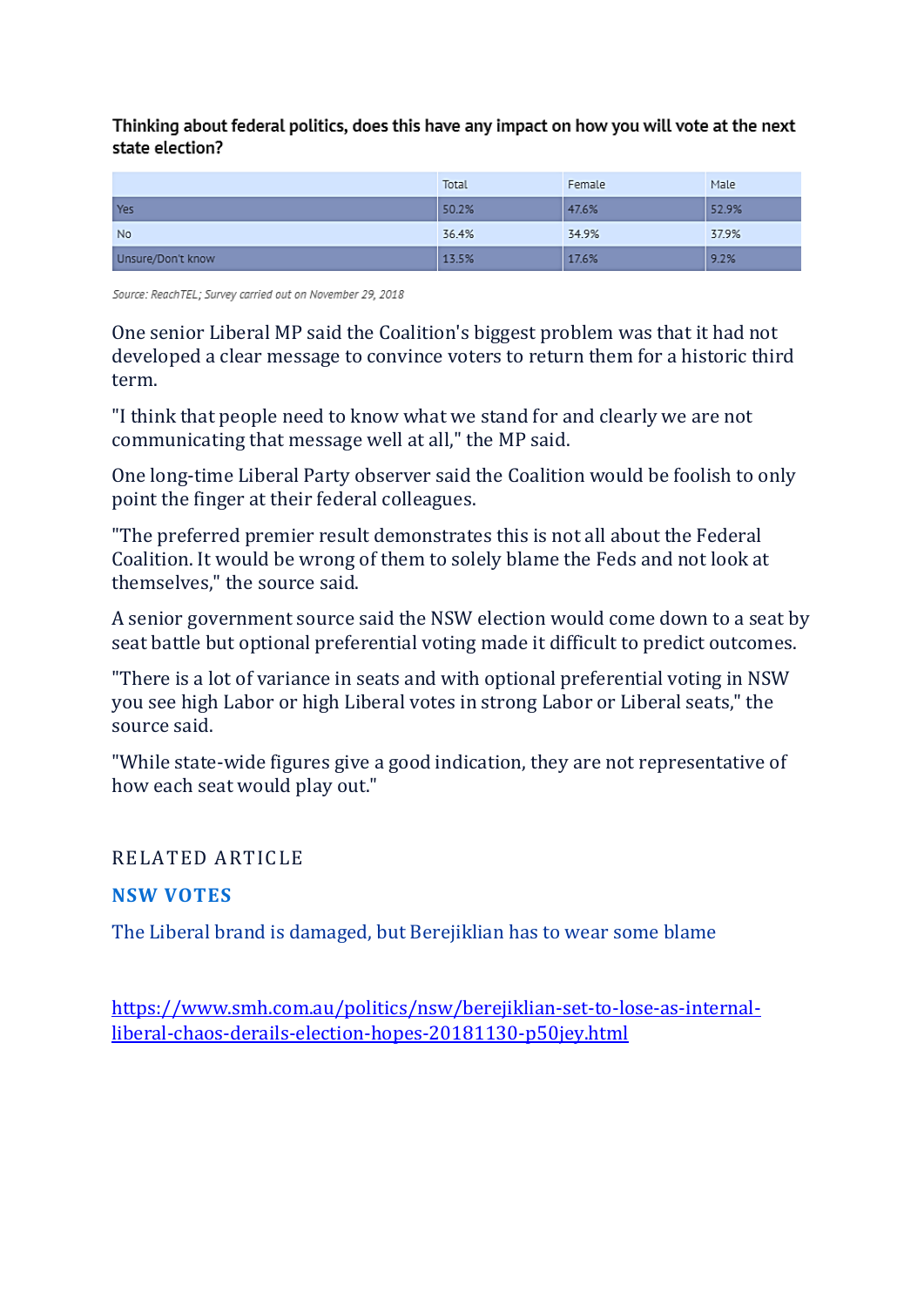**Thinking about federal politics, does this have any impact on how you will vote at the next state election?**

| | Total | Female | Male |
|---|---|---|---|
| Yes | 50.2% | 47.6% | 52.9% |
| No | 36.4% | 34.9% | 37.9% |
| Unsure/Don't know | 13.5% | 17.6% | 9.2% |

*Source: ReachTEL; Survey carried out on November 29, 2018*

One senior Liberal MP said the Coalition's biggest problem was that it had not developed a clear message to convince voters to return them for a historic third term.

"I think that people need to know what we stand for and clearly we are not communicating that message well at all," the MP said.

One long-time Liberal Party observer said the Coalition would be foolish to only point the finger at their federal colleagues.

"The preferred premier result demonstrates this is not all about the Federal Coalition. It would be wrong of them to solely blame the Feds and not look at themselves," the source said.

A senior government source said the NSW election would come down to a seat by seat battle but optional preferential voting made it difficult to predict outcomes.

"There is a lot of variance in seats and with optional preferential voting in NSW you see high Labor or high Liberal votes in strong Labor or Liberal seats," the source said.

"While state-wide figures give a good indication, they are not representative of how each seat would play out."

RELATED ARTICLE

**NSW VOTES**

The Liberal brand is damaged, but Berejiklian has to wear some blame

https://www.smh.com.au/politics/nsw/berejiklian-set-to-lose-as-internal-liberal-chaos-derails-election-hopes-20181130-p50jey.html